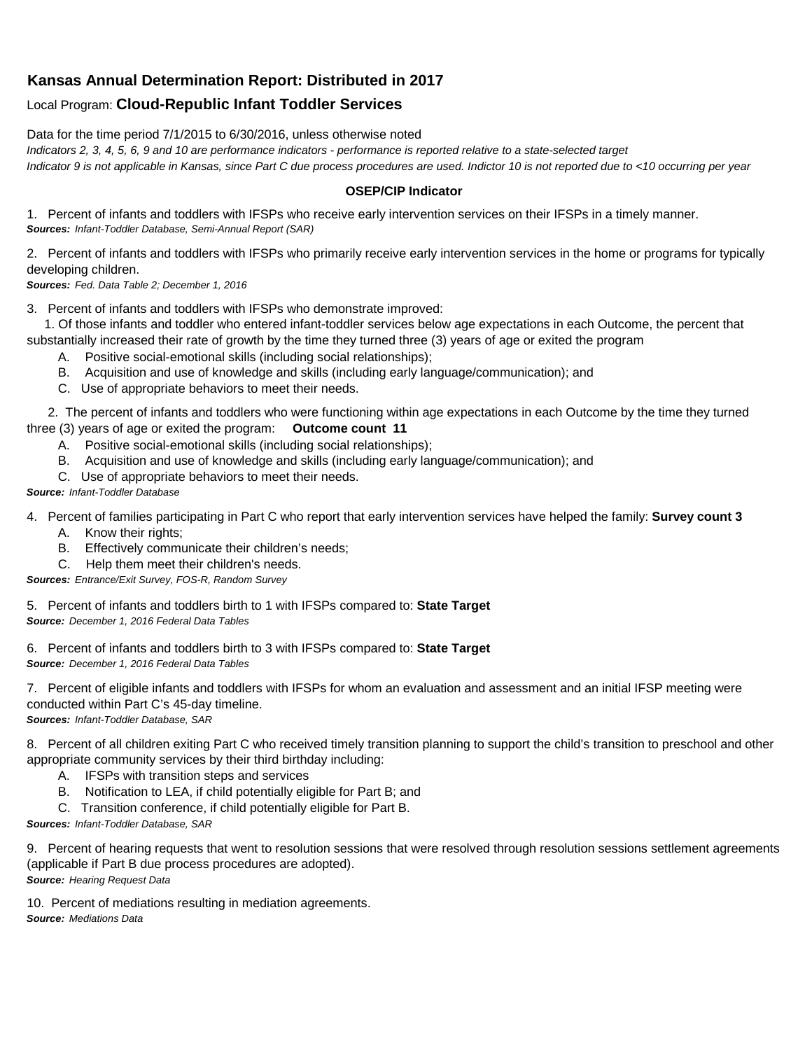# Kansas Annual Determination Report: Distributed in 2017

Local Program: **Cloud-Republic Infant Toddler Services**

Data for the time period 7/1/2015 to 6/30/2016, unless otherwise noted

*Indicators 2, 3, 4, 5, 6, 9 and 10 are performance indicators - performance is reported relative to a state-selected target*

*Indicator 9 is not applicable in Kansas, since Part C due process procedures are used. Indictor 10 is not reported due to <10 occurring per year*

**OSEP/CIP Indicator**

1. Percent of infants and toddlers with IFSPs who receive early intervention services on their IFSPs in a timely manner.
***Sources:*** *Infant-Toddler Database, Semi-Annual Report (SAR)*

2. Percent of infants and toddlers with IFSPs who primarily receive early intervention services in the home or programs for typically developing children.
***Sources:*** *Fed. Data Table 2; December 1, 2016*

3. Percent of infants and toddlers with IFSPs who demonstrate improved:

   1. Of those infants and toddler who entered infant-toddler services below age expectations in each Outcome, the percent that substantially increased their rate of growth by the time they turned three (3) years of age or exited the program
      - A. Positive social-emotional skills (including social relationships);
      - B. Acquisition and use of knowledge and skills (including early language/communication); and
      - C. Use of appropriate behaviors to meet their needs.

   2. The percent of infants and toddlers who were functioning within age expectations in each Outcome by the time they turned three (3) years of age or exited the program: **Outcome count 11**
      - A. Positive social-emotional skills (including social relationships);
      - B. Acquisition and use of knowledge and skills (including early language/communication); and
      - C. Use of appropriate behaviors to meet their needs.

***Source:*** *Infant-Toddler Database*

4. Percent of families participating in Part C who report that early intervention services have helped the family: **Survey count 3**
   - A. Know their rights;
   - B. Effectively communicate their children's needs;
   - C. Help them meet their children's needs.

***Sources:*** *Entrance/Exit Survey, FOS-R, Random Survey*

5. Percent of infants and toddlers birth to 1 with IFSPs compared to: **State Target**
***Source:*** *December 1, 2016 Federal Data Tables*

6. Percent of infants and toddlers birth to 3 with IFSPs compared to: **State Target**
***Source:*** *December 1, 2016 Federal Data Tables*

7. Percent of eligible infants and toddlers with IFSPs for whom an evaluation and assessment and an initial IFSP meeting were conducted within Part C's 45-day timeline.
***Sources:*** *Infant-Toddler Database, SAR*

8. Percent of all children exiting Part C who received timely transition planning to support the child's transition to preschool and other appropriate community services by their third birthday including:
   - A. IFSPs with transition steps and services
   - B. Notification to LEA, if child potentially eligible for Part B; and
   - C. Transition conference, if child potentially eligible for Part B.

***Sources:*** *Infant-Toddler Database, SAR*

9. Percent of hearing requests that went to resolution sessions that were resolved through resolution sessions settlement agreements (applicable if Part B due process procedures are adopted).
***Source:*** *Hearing Request Data*

10. Percent of mediations resulting in mediation agreements.
***Source:*** *Mediations Data*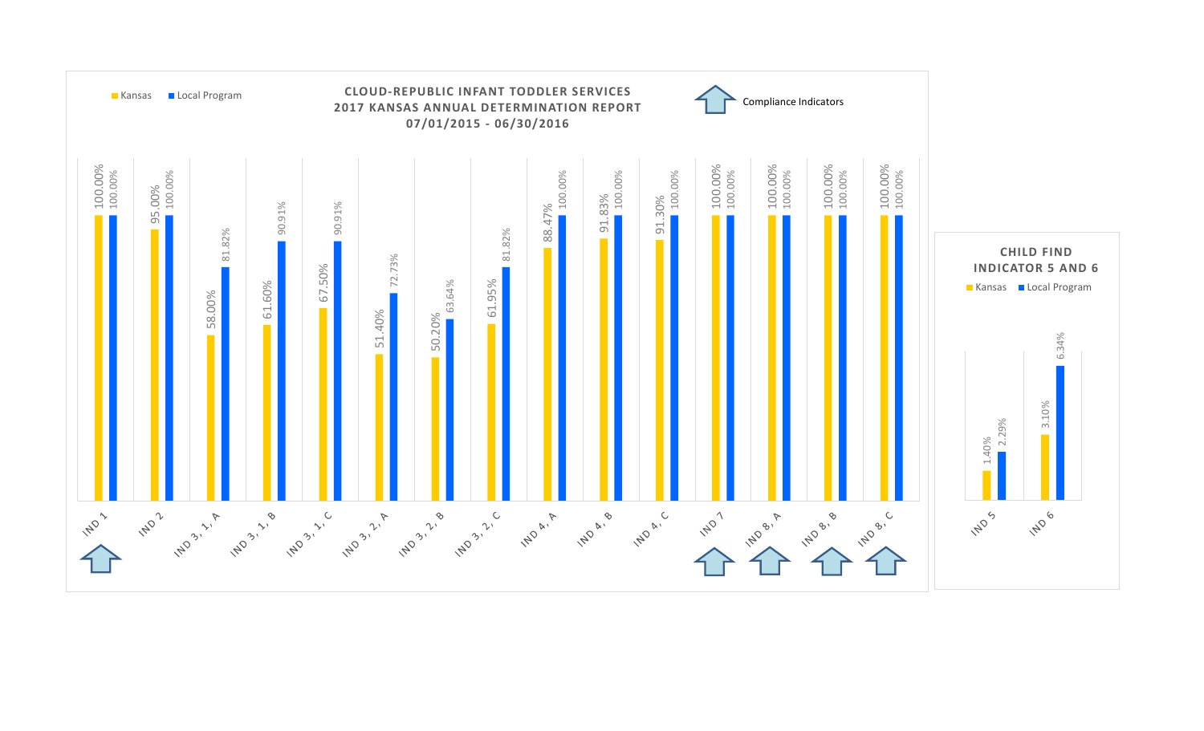Kansas Local Program

CLOUD-REPUBLIC INFANT TODDLER SERVICES
2017 KANSAS ANNUAL DETERMINATION REPORT
07/01/2015 - 06/30/2016

Compliance Indicators

100.00% 100.00%
95.00% 100.00%
58.00% 81.82%
61.60% 90.91%
67.50% 90.91%
51.40% 72.73%
50.20% 63.64%
61.95% 81.82%
88.47% 100.00%
91.83% 100.00%
91.30% 100.00%
100.00% 100.00%
100.00% 100.00%
100.00% 100.00%
100.00% 100.00%

IND 1
IND 2
IND 3, 1, A
IND 3, 1, B
IND 3, 1, C
IND 3, 2, A
IND 3, 2, B
IND 3, 2, C
IND 4, A
IND 4, B
IND 4, C
IND 7
IND 8, A
IND 8, B
IND 8, C

CHILD FIND
INDICATOR 5 AND 6

Kansas Local Program

1.40% 2.29%
3.10% 6.34%

IND 5
IND 6